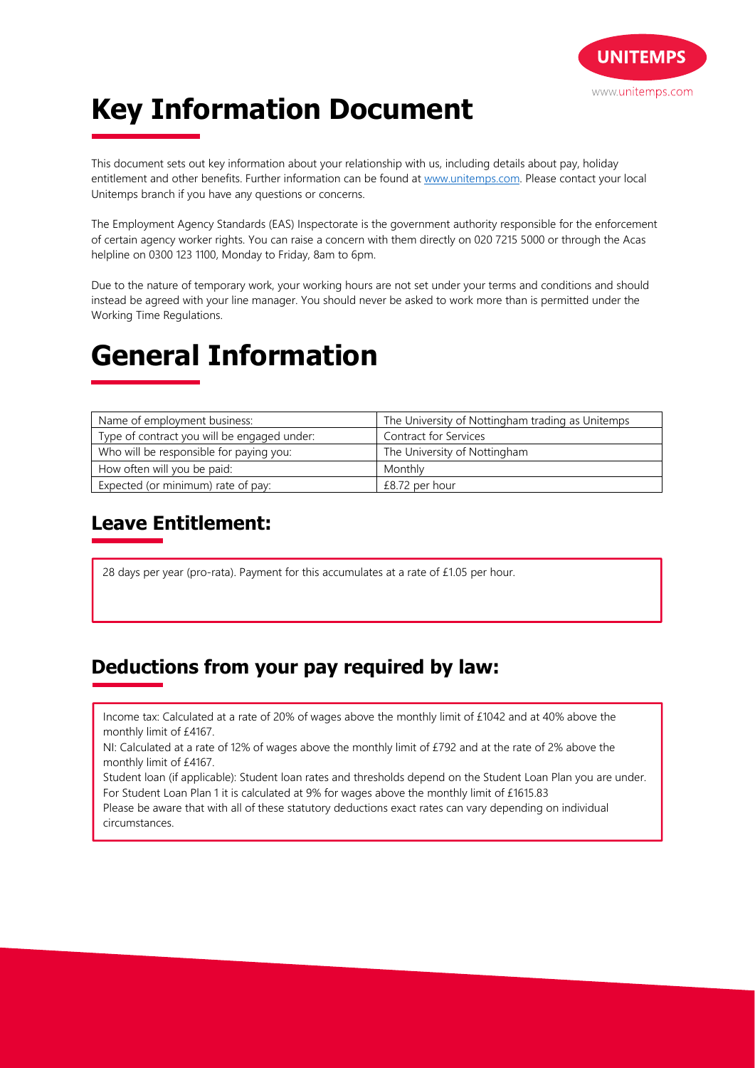# Key Information Document

This document sets out key information about your relationship with us, including details about pay, holiday entitlement and other benefits. Further information can be found at [www.unitemps.com](http://www.unitemps.com). Please contact your local Unitemps branch if you have any questions or concerns.

The Employment Agency Standards (EAS) Inspectorate is the government authority responsible for the enforcement of certain agency worker rights. You can raise a concern with them directly on 020 7215 5000 or through the Acas helpline on 0300 123 1100, Monday to Friday, 8am to 6pm.

Due to the nature of temporary work, your working hours are not set under your terms and conditions and should instead be agreed with your line manager. You should never be asked to work more than is permitted under the Working Time Regulations.

# General Information

| | |
|---|---|
| Name of employment business: | The University of Nottingham trading as Unitemps |
| Type of contract you will be engaged under: | Contract for Services |
| Who will be responsible for paying you: | The University of Nottingham |
| How often will you be paid: | Monthly |
| Expected (or minimum) rate of pay: | £8.72 per hour |

## Leave Entitlement:

28 days per year (pro-rata). Payment for this accumulates at a rate of £1.05 per hour.

## Deductions from your pay required by law:

Income tax: Calculated at a rate of 20% of wages above the monthly limit of £1042 and at 40% above the monthly limit of £4167.

NI: Calculated at a rate of 12% of wages above the monthly limit of £792 and at the rate of 2% above the monthly limit of £4167.

Student loan (if applicable): Student loan rates and thresholds depend on the Student Loan Plan you are under. For Student Loan Plan 1 it is calculated at 9% for wages above the monthly limit of £1615.83

Please be aware that with all of these statutory deductions exact rates can vary depending on individual circumstances.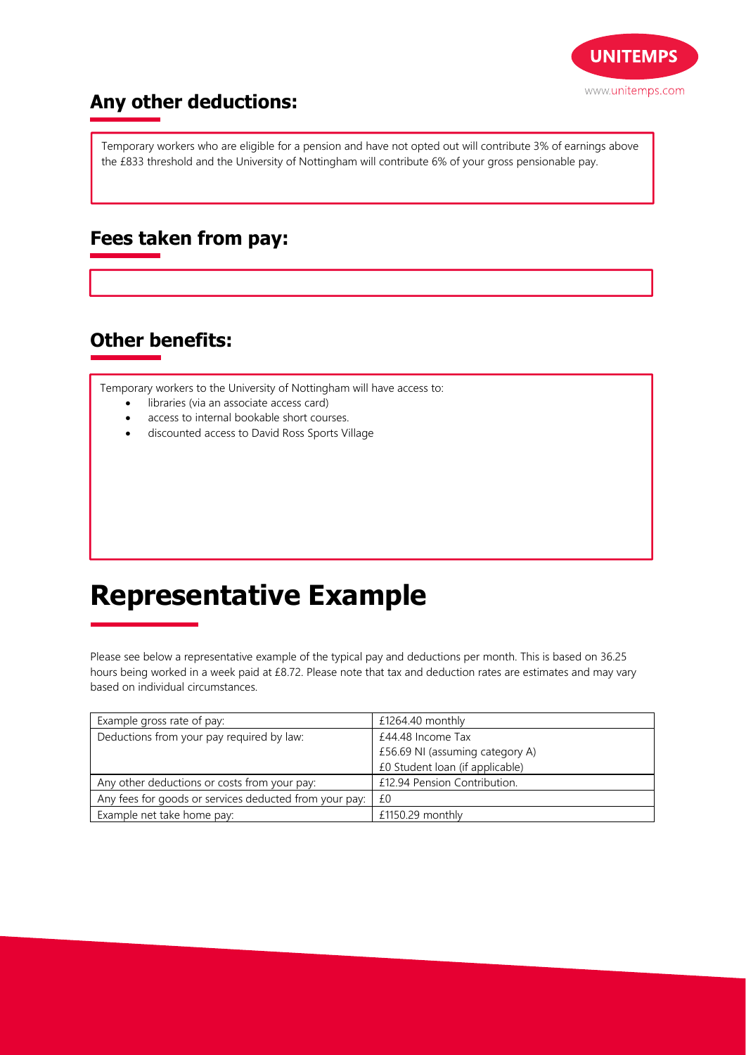## Any other deductions:

Temporary workers who are eligible for a pension and have not opted out will contribute 3% of earnings above the £833 threshold and the University of Nottingham will contribute 6% of your gross pensionable pay.

## Fees taken from pay:

## Other benefits:

Temporary workers to the University of Nottingham will have access to:

- libraries (via an associate access card)
- access to internal bookable short courses.
- discounted access to David Ross Sports Village

# Representative Example

Please see below a representative example of the typical pay and deductions per month. This is based on 36.25 hours being worked in a week paid at £8.72. Please note that tax and deduction rates are estimates and may vary based on individual circumstances.

| | |
|---|---|
| Example gross rate of pay: | £1264.40 monthly |
| Deductions from your pay required by law: | £44.48 Income Tax<br>£56.69 NI (assuming category A)<br>£0 Student loan (if applicable) |
| Any other deductions or costs from your pay: | £12.94 Pension Contribution. |
| Any fees for goods or services deducted from your pay: | £0 |
| Example net take home pay: | £1150.29 monthly |